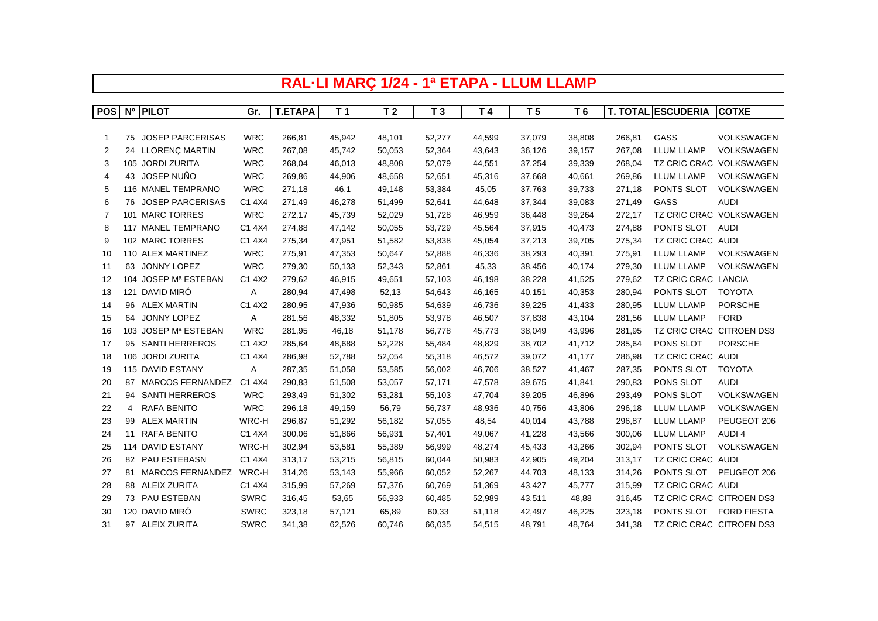# RAL·LI MARÇ 1/24 - 1ª ETAPA - LLUM LLAMP

| POS | Nº | PILOT | Gr. | T.ETAPA | T 1 | T 2 | T 3 | T 4 | T 5 | T 6 | T. TOTAL | ESCUDERIA | COTXE |
|---|---|---|---|---|---|---|---|---|---|---|---|---|---|
| 1 | 75 | JOSEP PARCERISAS | WRC | 266,81 | 45,942 | 48,101 | 52,277 | 44,599 | 37,079 | 38,808 | 266,81 | GASS | VOLKSWAGEN |
| 2 | 24 | LLORENÇ MARTIN | WRC | 267,08 | 45,742 | 50,053 | 52,364 | 43,643 | 36,126 | 39,157 | 267,08 | LLUM LLAMP | VOLKSWAGEN |
| 3 | 105 | JORDI ZURITA | WRC | 268,04 | 46,013 | 48,808 | 52,079 | 44,551 | 37,254 | 39,339 | 268,04 | TZ CRIC CRAC | VOLKSWAGEN |
| 4 | 43 | JOSEP NUÑO | WRC | 269,86 | 44,906 | 48,658 | 52,651 | 45,316 | 37,668 | 40,661 | 269,86 | LLUM LLAMP | VOLKSWAGEN |
| 5 | 116 | MANEL TEMPRANO | WRC | 271,18 | 46,1 | 49,148 | 53,384 | 45,05 | 37,763 | 39,733 | 271,18 | PONTS SLOT | VOLKSWAGEN |
| 6 | 76 | JOSEP PARCERISAS | C1 4X4 | 271,49 | 46,278 | 51,499 | 52,641 | 44,648 | 37,344 | 39,083 | 271,49 | GASS | AUDI |
| 7 | 101 | MARC TORRES | WRC | 272,17 | 45,739 | 52,029 | 51,728 | 46,959 | 36,448 | 39,264 | 272,17 | TZ CRIC CRAC | VOLKSWAGEN |
| 8 | 117 | MANEL TEMPRANO | C1 4X4 | 274,88 | 47,142 | 50,055 | 53,729 | 45,564 | 37,915 | 40,473 | 274,88 | PONTS SLOT | AUDI |
| 9 | 102 | MARC TORRES | C1 4X4 | 275,34 | 47,951 | 51,582 | 53,838 | 45,054 | 37,213 | 39,705 | 275,34 | TZ CRIC CRAC | AUDI |
| 10 | 110 | ALEX MARTINEZ | WRC | 275,91 | 47,353 | 50,647 | 52,888 | 46,336 | 38,293 | 40,391 | 275,91 | LLUM LLAMP | VOLKSWAGEN |
| 11 | 63 | JONNY LOPEZ | WRC | 279,30 | 50,133 | 52,343 | 52,861 | 45,33 | 38,456 | 40,174 | 279,30 | LLUM LLAMP | VOLKSWAGEN |
| 12 | 104 | JOSEP Mª ESTEBAN | C1 4X2 | 279,62 | 46,915 | 49,651 | 57,103 | 46,198 | 38,228 | 41,525 | 279,62 | TZ CRIC CRAC | LANCIA |
| 13 | 121 | DAVID MIRÓ | A | 280,94 | 47,498 | 52,13 | 54,643 | 46,165 | 40,151 | 40,353 | 280,94 | PONTS SLOT | TOYOTA |
| 14 | 96 | ALEX MARTIN | C1 4X2 | 280,95 | 47,936 | 50,985 | 54,639 | 46,736 | 39,225 | 41,433 | 280,95 | LLUM LLAMP | PORSCHE |
| 15 | 64 | JONNY LOPEZ | A | 281,56 | 48,332 | 51,805 | 53,978 | 46,507 | 37,838 | 43,104 | 281,56 | LLUM LLAMP | FORD |
| 16 | 103 | JOSEP Mª ESTEBAN | WRC | 281,95 | 46,18 | 51,178 | 56,778 | 45,773 | 38,049 | 43,996 | 281,95 | TZ CRIC CRAC | CITROEN DS3 |
| 17 | 95 | SANTI HERREROS | C1 4X2 | 285,64 | 48,688 | 52,228 | 55,484 | 48,829 | 38,702 | 41,712 | 285,64 | PONS SLOT | PORSCHE |
| 18 | 106 | JORDI ZURITA | C1 4X4 | 286,98 | 52,788 | 52,054 | 55,318 | 46,572 | 39,072 | 41,177 | 286,98 | TZ CRIC CRAC | AUDI |
| 19 | 115 | DAVID ESTANY | A | 287,35 | 51,058 | 53,585 | 56,002 | 46,706 | 38,527 | 41,467 | 287,35 | PONTS SLOT | TOYOTA |
| 20 | 87 | MARCOS FERNANDEZ | C1 4X4 | 290,83 | 51,508 | 53,057 | 57,171 | 47,578 | 39,675 | 41,841 | 290,83 | PONS SLOT | AUDI |
| 21 | 94 | SANTI HERREROS | WRC | 293,49 | 51,302 | 53,281 | 55,103 | 47,704 | 39,205 | 46,896 | 293,49 | PONS SLOT | VOLKSWAGEN |
| 22 | 4 | RAFA BENITO | WRC | 296,18 | 49,159 | 56,79 | 56,737 | 48,936 | 40,756 | 43,806 | 296,18 | LLUM LLAMP | VOLKSWAGEN |
| 23 | 99 | ALEX MARTIN | WRC-H | 296,87 | 51,292 | 56,182 | 57,055 | 48,54 | 40,014 | 43,788 | 296,87 | LLUM LLAMP | PEUGEOT 206 |
| 24 | 11 | RAFA BENITO | C1 4X4 | 300,06 | 51,866 | 56,931 | 57,401 | 49,067 | 41,228 | 43,566 | 300,06 | LLUM LLAMP | AUDI 4 |
| 25 | 114 | DAVID ESTANY | WRC-H | 302,94 | 53,581 | 55,389 | 56,999 | 48,274 | 45,433 | 43,266 | 302,94 | PONTS SLOT | VOLKSWAGEN |
| 26 | 82 | PAU ESTEBASN | C1 4X4 | 313,17 | 53,215 | 56,815 | 60,044 | 50,983 | 42,905 | 49,204 | 313,17 | TZ CRIC CRAC | AUDI |
| 27 | 81 | MARCOS FERNANDEZ | WRC-H | 314,26 | 53,143 | 55,966 | 60,052 | 52,267 | 44,703 | 48,133 | 314,26 | PONTS SLOT | PEUGEOT 206 |
| 28 | 88 | ALEIX ZURITA | C1 4X4 | 315,99 | 57,269 | 57,376 | 60,769 | 51,369 | 43,427 | 45,777 | 315,99 | TZ CRIC CRAC | AUDI |
| 29 | 73 | PAU ESTEBAN | SWRC | 316,45 | 53,65 | 56,933 | 60,485 | 52,989 | 43,511 | 48,88 | 316,45 | TZ CRIC CRAC | CITROEN DS3 |
| 30 | 120 | DAVID MIRÓ | SWRC | 323,18 | 57,121 | 65,89 | 60,33 | 51,118 | 42,497 | 46,225 | 323,18 | PONTS SLOT | FORD FIESTA |
| 31 | 97 | ALEIX ZURITA | SWRC | 341,38 | 62,526 | 60,746 | 66,035 | 54,515 | 48,791 | 48,764 | 341,38 | TZ CRIC CRAC | CITROEN DS3 |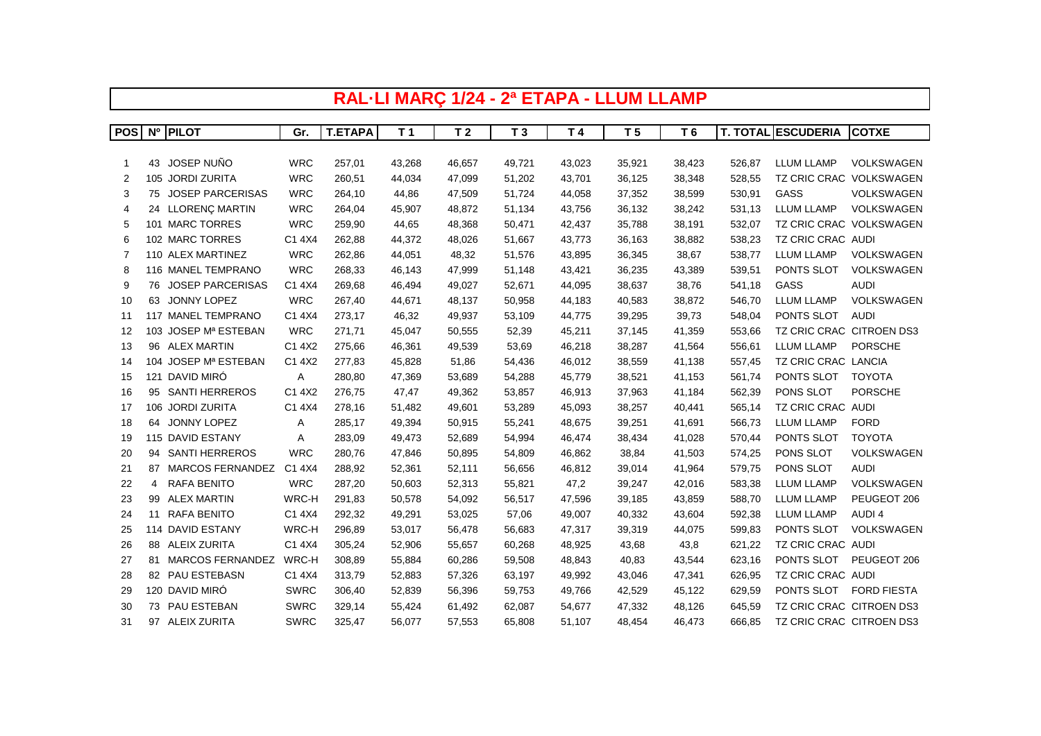# RAL·LI MARÇ 1/24 - 2ª ETAPA - LLUM LLAMP

| POS | Nº | PILOT | Gr. | T.ETAPA | T 1 | T 2 | T 3 | T 4 | T 5 | T 6 | T. TOTAL | ESCUDERIA | COTXE |
|---|---|---|---|---|---|---|---|---|---|---|---|---|---|
| 1 | 43 | JOSEP NUÑO | WRC | 257,01 | 43,268 | 46,657 | 49,721 | 43,023 | 35,921 | 38,423 | 526,87 | LLUM LLAMP | VOLKSWAGEN |
| 2 | 105 | JORDI ZURITA | WRC | 260,51 | 44,034 | 47,099 | 51,202 | 43,701 | 36,125 | 38,348 | 528,55 | TZ CRIC CRAC | VOLKSWAGEN |
| 3 | 75 | JOSEP PARCERISAS | WRC | 264,10 | 44,86 | 47,509 | 51,724 | 44,058 | 37,352 | 38,599 | 530,91 | GASS | VOLKSWAGEN |
| 4 | 24 | LLORENÇ MARTIN | WRC | 264,04 | 45,907 | 48,872 | 51,134 | 43,756 | 36,132 | 38,242 | 531,13 | LLUM LLAMP | VOLKSWAGEN |
| 5 | 101 | MARC TORRES | WRC | 259,90 | 44,65 | 48,368 | 50,471 | 42,437 | 35,788 | 38,191 | 532,07 | TZ CRIC CRAC | VOLKSWAGEN |
| 6 | 102 | MARC TORRES | C1 4X4 | 262,88 | 44,372 | 48,026 | 51,667 | 43,773 | 36,163 | 38,882 | 538,23 | TZ CRIC CRAC | AUDI |
| 7 | 110 | ALEX MARTINEZ | WRC | 262,86 | 44,051 | 48,32 | 51,576 | 43,895 | 36,345 | 38,67 | 538,77 | LLUM LLAMP | VOLKSWAGEN |
| 8 | 116 | MANEL TEMPRANO | WRC | 268,33 | 46,143 | 47,999 | 51,148 | 43,421 | 36,235 | 43,389 | 539,51 | PONTS SLOT | VOLKSWAGEN |
| 9 | 76 | JOSEP PARCERISAS | C1 4X4 | 269,68 | 46,494 | 49,027 | 52,671 | 44,095 | 38,637 | 38,76 | 541,18 | GASS | AUDI |
| 10 | 63 | JONNY LOPEZ | WRC | 267,40 | 44,671 | 48,137 | 50,958 | 44,183 | 40,583 | 38,872 | 546,70 | LLUM LLAMP | VOLKSWAGEN |
| 11 | 117 | MANEL TEMPRANO | C1 4X4 | 273,17 | 46,32 | 49,937 | 53,109 | 44,775 | 39,295 | 39,73 | 548,04 | PONTS SLOT | AUDI |
| 12 | 103 | JOSEP Mª ESTEBAN | WRC | 271,71 | 45,047 | 50,555 | 52,39 | 45,211 | 37,145 | 41,359 | 553,66 | TZ CRIC CRAC | CITROEN DS3 |
| 13 | 96 | ALEX MARTIN | C1 4X2 | 275,66 | 46,361 | 49,539 | 53,69 | 46,218 | 38,287 | 41,564 | 556,61 | LLUM LLAMP | PORSCHE |
| 14 | 104 | JOSEP Mª ESTEBAN | C1 4X2 | 277,83 | 45,828 | 51,86 | 54,436 | 46,012 | 38,559 | 41,138 | 557,45 | TZ CRIC CRAC | LANCIA |
| 15 | 121 | DAVID MIRÓ | A | 280,80 | 47,369 | 53,689 | 54,288 | 45,779 | 38,521 | 41,153 | 561,74 | PONTS SLOT | TOYOTA |
| 16 | 95 | SANTI HERREROS | C1 4X2 | 276,75 | 47,47 | 49,362 | 53,857 | 46,913 | 37,963 | 41,184 | 562,39 | PONS SLOT | PORSCHE |
| 17 | 106 | JORDI ZURITA | C1 4X4 | 278,16 | 51,482 | 49,601 | 53,289 | 45,093 | 38,257 | 40,441 | 565,14 | TZ CRIC CRAC | AUDI |
| 18 | 64 | JONNY LOPEZ | A | 285,17 | 49,394 | 50,915 | 55,241 | 48,675 | 39,251 | 41,691 | 566,73 | LLUM LLAMP | FORD |
| 19 | 115 | DAVID ESTANY | A | 283,09 | 49,473 | 52,689 | 54,994 | 46,474 | 38,434 | 41,028 | 570,44 | PONTS SLOT | TOYOTA |
| 20 | 94 | SANTI HERREROS | WRC | 280,76 | 47,846 | 50,895 | 54,809 | 46,862 | 38,84 | 41,503 | 574,25 | PONS SLOT | VOLKSWAGEN |
| 21 | 87 | MARCOS FERNANDEZ | C1 4X4 | 288,92 | 52,361 | 52,111 | 56,656 | 46,812 | 39,014 | 41,964 | 579,75 | PONS SLOT | AUDI |
| 22 | 4 | RAFA BENITO | WRC | 287,20 | 50,603 | 52,313 | 55,821 | 47,2 | 39,247 | 42,016 | 583,38 | LLUM LLAMP | VOLKSWAGEN |
| 23 | 99 | ALEX MARTIN | WRC-H | 291,83 | 50,578 | 54,092 | 56,517 | 47,596 | 39,185 | 43,859 | 588,70 | LLUM LLAMP | PEUGEOT 206 |
| 24 | 11 | RAFA BENITO | C1 4X4 | 292,32 | 49,291 | 53,025 | 57,06 | 49,007 | 40,332 | 43,604 | 592,38 | LLUM LLAMP | AUDI 4 |
| 25 | 114 | DAVID ESTANY | WRC-H | 296,89 | 53,017 | 56,478 | 56,683 | 47,317 | 39,319 | 44,075 | 599,83 | PONTS SLOT | VOLKSWAGEN |
| 26 | 88 | ALEIX ZURITA | C1 4X4 | 305,24 | 52,906 | 55,657 | 60,268 | 48,925 | 43,68 | 43,8 | 621,22 | TZ CRIC CRAC | AUDI |
| 27 | 81 | MARCOS FERNANDEZ | WRC-H | 308,89 | 55,884 | 60,286 | 59,508 | 48,843 | 40,83 | 43,544 | 623,16 | PONTS SLOT | PEUGEOT 206 |
| 28 | 82 | PAU ESTEBASN | C1 4X4 | 313,79 | 52,883 | 57,326 | 63,197 | 49,992 | 43,046 | 47,341 | 626,95 | TZ CRIC CRAC | AUDI |
| 29 | 120 | DAVID MIRÓ | SWRC | 306,40 | 52,839 | 56,396 | 59,753 | 49,766 | 42,529 | 45,122 | 629,59 | PONTS SLOT | FORD FIESTA |
| 30 | 73 | PAU ESTEBAN | SWRC | 329,14 | 55,424 | 61,492 | 62,087 | 54,677 | 47,332 | 48,126 | 645,59 | TZ CRIC CRAC | CITROEN DS3 |
| 31 | 97 | ALEIX ZURITA | SWRC | 325,47 | 56,077 | 57,553 | 65,808 | 51,107 | 48,454 | 46,473 | 666,85 | TZ CRIC CRAC | CITROEN DS3 |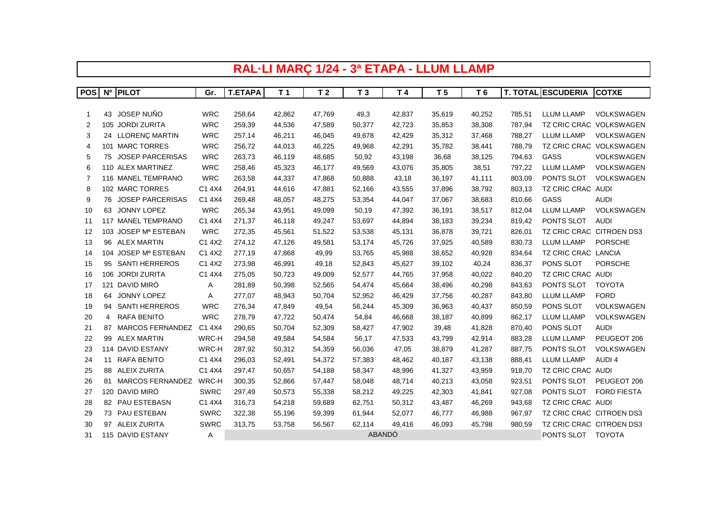# RAL·LI MARÇ 1/24 - 3ª ETAPA - LLUM LLAMP

| POS | Nº | PILOT | Gr. | T.ETAPA | T 1 | T 2 | T 3 | T 4 | T 5 | T 6 | T. TOTAL | ESCUDERIA | COTXE |
|---|---|---|---|---|---|---|---|---|---|---|---|---|---|
| 1 | 43 | JOSEP NUÑO | WRC | 258,64 | 42,862 | 47,769 | 49,3 | 42,837 | 35,619 | 40,252 | 785,51 | LLUM LLAMP | VOLKSWAGEN |
| 2 | 105 | JORDI ZURITA | WRC | 259,39 | 44,536 | 47,589 | 50,377 | 42,723 | 35,853 | 38,308 | 787,94 | TZ CRIC CRAC | VOLKSWAGEN |
| 3 | 24 | LLORENÇ MARTIN | WRC | 257,14 | 46,211 | 46,045 | 49,678 | 42,429 | 35,312 | 37,468 | 788,27 | LLUM LLAMP | VOLKSWAGEN |
| 4 | 101 | MARC TORRES | WRC | 256,72 | 44,013 | 46,225 | 49,968 | 42,291 | 35,782 | 38,441 | 788,79 | TZ CRIC CRAC | VOLKSWAGEN |
| 5 | 75 | JOSEP PARCERISAS | WRC | 263,73 | 46,119 | 48,685 | 50,92 | 43,198 | 36,68 | 38,125 | 794,63 | GASS | VOLKSWAGEN |
| 6 | 110 | ALEX MARTINEZ | WRC | 258,46 | 45,323 | 46,177 | 49,569 | 43,076 | 35,805 | 38,51 | 797,22 | LLUM LLAMP | VOLKSWAGEN |
| 7 | 116 | MANEL TEMPRANO | WRC | 263,58 | 44,337 | 47,868 | 50,888 | 43,18 | 36,197 | 41,111 | 803,09 | PONTS SLOT | VOLKSWAGEN |
| 8 | 102 | MARC TORRES | C1 4X4 | 264,91 | 44,616 | 47,881 | 52,166 | 43,555 | 37,896 | 38,792 | 803,13 | TZ CRIC CRAC | AUDI |
| 9 | 76 | JOSEP PARCERISAS | C1 4X4 | 269,48 | 48,057 | 48,275 | 53,354 | 44,047 | 37,067 | 38,683 | 810,66 | GASS | AUDI |
| 10 | 63 | JONNY LOPEZ | WRC | 265,34 | 43,951 | 49,099 | 50,19 | 47,392 | 36,191 | 38,517 | 812,04 | LLUM LLAMP | VOLKSWAGEN |
| 11 | 117 | MANEL TEMPRANO | C1 4X4 | 271,37 | 46,118 | 49,247 | 53,697 | 44,894 | 38,183 | 39,234 | 819,42 | PONTS SLOT | AUDI |
| 12 | 103 | JOSEP Mª ESTEBAN | WRC | 272,35 | 45,561 | 51,522 | 53,538 | 45,131 | 36,878 | 39,721 | 826,01 | TZ CRIC CRAC | CITROEN DS3 |
| 13 | 96 | ALEX MARTIN | C1 4X2 | 274,12 | 47,126 | 49,581 | 53,174 | 45,726 | 37,925 | 40,589 | 830,73 | LLUM LLAMP | PORSCHE |
| 14 | 104 | JOSEP Mª ESTEBAN | C1 4X2 | 277,19 | 47,868 | 49,99 | 53,765 | 45,988 | 38,652 | 40,928 | 834,64 | TZ CRIC CRAC | LANCIA |
| 15 | 95 | SANTI HERREROS | C1 4X2 | 273,98 | 46,991 | 49,18 | 52,843 | 45,627 | 39,102 | 40,24 | 836,37 | PONS SLOT | PORSCHE |
| 16 | 106 | JORDI ZURITA | C1 4X4 | 275,05 | 50,723 | 49,009 | 52,577 | 44,765 | 37,958 | 40,022 | 840,20 | TZ CRIC CRAC | AUDI |
| 17 | 121 | DAVID MIRÓ | A | 281,89 | 50,398 | 52,565 | 54,474 | 45,664 | 38,496 | 40,298 | 843,63 | PONTS SLOT | TOYOTA |
| 18 | 64 | JONNY LOPEZ | A | 277,07 | 48,943 | 50,704 | 52,952 | 46,429 | 37,756 | 40,287 | 843,80 | LLUM LLAMP | FORD |
| 19 | 94 | SANTI HERREROS | WRC | 276,34 | 47,849 | 49,54 | 56,244 | 45,309 | 36,963 | 40,437 | 850,59 | PONS SLOT | VOLKSWAGEN |
| 20 | 4 | RAFA BENITO | WRC | 278,79 | 47,722 | 50,474 | 54,84 | 46,668 | 38,187 | 40,899 | 862,17 | LLUM LLAMP | VOLKSWAGEN |
| 21 | 87 | MARCOS FERNANDEZ | C1 4X4 | 290,65 | 50,704 | 52,309 | 58,427 | 47,902 | 39,48 | 41,828 | 870,40 | PONS SLOT | AUDI |
| 22 | 99 | ALEX MARTIN | WRC-H | 294,58 | 49,584 | 54,584 | 56,17 | 47,533 | 43,799 | 42,914 | 883,28 | LLUM LLAMP | PEUGEOT 206 |
| 23 | 114 | DAVID ESTANY | WRC-H | 287,92 | 50,312 | 54,359 | 56,036 | 47,05 | 38,879 | 41,287 | 887,75 | PONTS SLOT | VOLKSWAGEN |
| 24 | 11 | RAFA BENITO | C1 4X4 | 296,03 | 52,491 | 54,372 | 57,383 | 48,462 | 40,187 | 43,138 | 888,41 | LLUM LLAMP | AUDI 4 |
| 25 | 88 | ALEIX ZURITA | C1 4X4 | 297,47 | 50,657 | 54,188 | 58,347 | 48,996 | 41,327 | 43,959 | 918,70 | TZ CRIC CRAC | AUDI |
| 26 | 81 | MARCOS FERNANDEZ | WRC-H | 300,35 | 52,866 | 57,447 | 58,048 | 48,714 | 40,213 | 43,058 | 923,51 | PONTS SLOT | PEUGEOT 206 |
| 27 | 120 | DAVID MIRÓ | SWRC | 297,49 | 50,573 | 55,338 | 58,212 | 49,225 | 42,303 | 41,841 | 927,08 | PONTS SLOT | FORD FIESTA |
| 28 | 82 | PAU ESTEBASN | C1 4X4 | 316,73 | 54,218 | 59,689 | 62,751 | 50,312 | 43,487 | 46,269 | 943,68 | TZ CRIC CRAC | AUDI |
| 29 | 73 | PAU ESTEBAN | SWRC | 322,38 | 55,196 | 59,399 | 61,944 | 52,077 | 46,777 | 46,988 | 967,97 | TZ CRIC CRAC | CITROEN DS3 |
| 30 | 97 | ALEIX ZURITA | SWRC | 313,75 | 53,758 | 56,567 | 62,114 | 49,416 | 46,093 | 45,798 | 980,59 | TZ CRIC CRAC | CITROEN DS3 |
| 31 | 115 | DAVID ESTANY | A | | | | ABANDÓ | | | | | PONTS SLOT | TOYOTA |